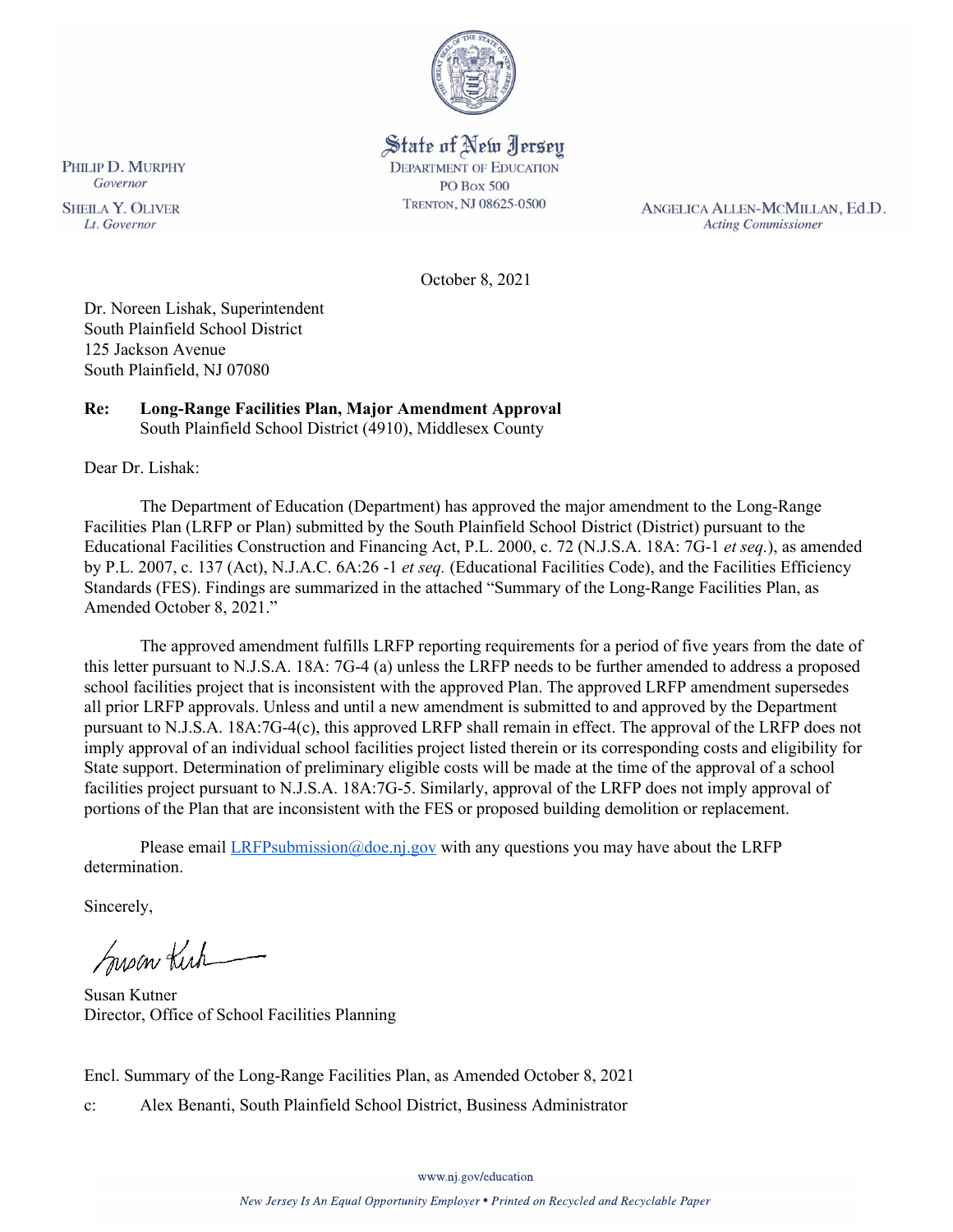State of New Jersey
DEPARTMENT OF EDUCATION
PO Box 500
TRENTON, NJ 08625-0500

PHILIP D. MURPHY
*Governor*

SHEILA Y. OLIVER
*Lt. Governor*

ANGELICA ALLEN-MCMILLAN, Ed.D.
*Acting Commissioner*

October 8, 2021

Dr. Noreen Lishak, Superintendent
South Plainfield School District
125 Jackson Avenue
South Plainfield, NJ 07080

**Re: Long-Range Facilities Plan, Major Amendment Approval**
South Plainfield School District (4910), Middlesex County

Dear Dr. Lishak:

The Department of Education (Department) has approved the major amendment to the Long-Range Facilities Plan (LRFP or Plan) submitted by the South Plainfield School District (District) pursuant to the Educational Facilities Construction and Financing Act, P.L. 2000, c. 72 (N.J.S.A. 18A: 7G-1 *et seq.*), as amended by P.L. 2007, c. 137 (Act), N.J.A.C. 6A:26 -1 *et seq.* (Educational Facilities Code), and the Facilities Efficiency Standards (FES). Findings are summarized in the attached "Summary of the Long-Range Facilities Plan, as Amended October 8, 2021."

The approved amendment fulfills LRFP reporting requirements for a period of five years from the date of this letter pursuant to N.J.S.A. 18A: 7G-4 (a) unless the LRFP needs to be further amended to address a proposed school facilities project that is inconsistent with the approved Plan. The approved LRFP amendment supersedes all prior LRFP approvals. Unless and until a new amendment is submitted to and approved by the Department pursuant to N.J.S.A. 18A:7G-4(c), this approved LRFP shall remain in effect. The approval of the LRFP does not imply approval of an individual school facilities project listed therein or its corresponding costs and eligibility for State support. Determination of preliminary eligible costs will be made at the time of the approval of a school facilities project pursuant to N.J.S.A. 18A:7G-5. Similarly, approval of the LRFP does not imply approval of portions of the Plan that are inconsistent with the FES or proposed building demolition or replacement.

Please email LRFPsubmission@doe.nj.gov with any questions you may have about the LRFP determination.

Sincerely,

Susan Kutner
Director, Office of School Facilities Planning

Encl. Summary of the Long-Range Facilities Plan, as Amended October 8, 2021

c: Alex Benanti, South Plainfield School District, Business Administrator

www.nj.gov/education

*New Jersey Is An Equal Opportunity Employer • Printed on Recycled and Recyclable Paper*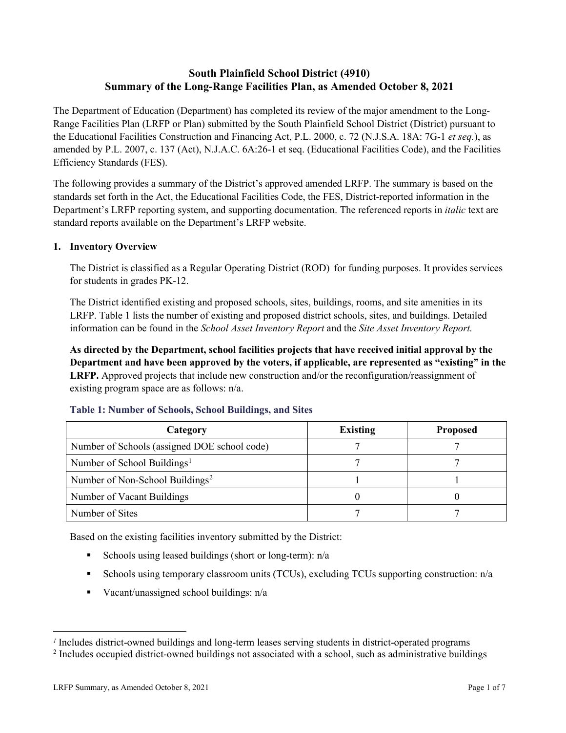## South Plainfield School District (4910)
## Summary of the Long-Range Facilities Plan, as Amended October 8, 2021

The Department of Education (Department) has completed its review of the major amendment to the Long-Range Facilities Plan (LRFP or Plan) submitted by the South Plainfield School District (District) pursuant to the Educational Facilities Construction and Financing Act, P.L. 2000, c. 72 (N.J.S.A. 18A: 7G-1 *et seq.*), as amended by P.L. 2007, c. 137 (Act), N.J.A.C. 6A:26-1 et seq. (Educational Facilities Code), and the Facilities Efficiency Standards (FES).

The following provides a summary of the District's approved amended LRFP. The summary is based on the standards set forth in the Act, the Educational Facilities Code, the FES, District-reported information in the Department's LRFP reporting system, and supporting documentation. The referenced reports in *italic* text are standard reports available on the Department's LRFP website.

### 1. Inventory Overview

The District is classified as a Regular Operating District (ROD) for funding purposes. It provides services for students in grades PK-12.

The District identified existing and proposed schools, sites, buildings, rooms, and site amenities in its LRFP. Table 1 lists the number of existing and proposed district schools, sites, and buildings. Detailed information can be found in the *School Asset Inventory Report* and the *Site Asset Inventory Report.*

**As directed by the Department, school facilities projects that have received initial approval by the Department and have been approved by the voters, if applicable, are represented as "existing" in the LRFP.** Approved projects that include new construction and/or the reconfiguration/reassignment of existing program space are as follows: n/a.

**Table 1: Number of Schools, School Buildings, and Sites**

| Category | Existing | Proposed |
|---|---|---|
| Number of Schools (assigned DOE school code) | 7 | 7 |
| Number of School Buildings[1] | 7 | 7 |
| Number of Non-School Buildings[2] | 1 | 1 |
| Number of Vacant Buildings | 0 | 0 |
| Number of Sites | 7 | 7 |

Based on the existing facilities inventory submitted by the District:

- Schools using leased buildings (short or long-term): n/a
- Schools using temporary classroom units (TCUs), excluding TCUs supporting construction: n/a
- Vacant/unassigned school buildings: n/a

[1] Includes district-owned buildings and long-term leases serving students in district-operated programs

[2] Includes occupied district-owned buildings not associated with a school, such as administrative buildings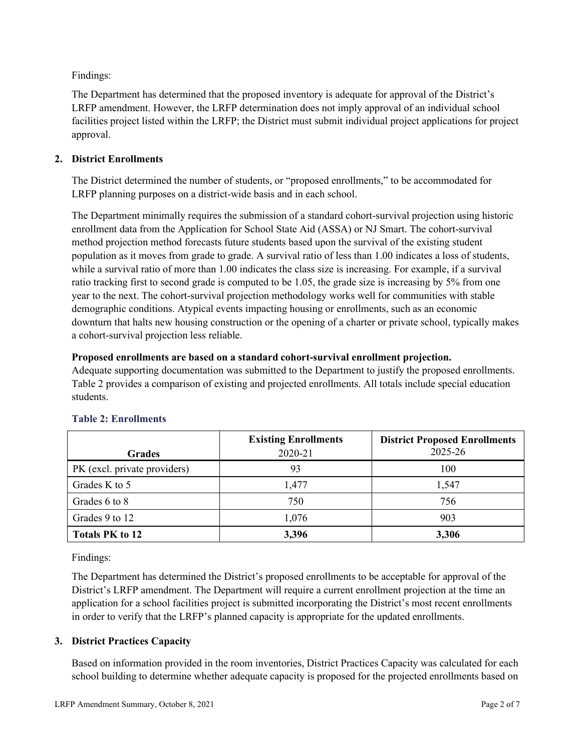Findings:

The Department has determined that the proposed inventory is adequate for approval of the District's LRFP amendment. However, the LRFP determination does not imply approval of an individual school facilities project listed within the LRFP; the District must submit individual project applications for project approval.

## 2. District Enrollments

The District determined the number of students, or "proposed enrollments," to be accommodated for LRFP planning purposes on a district-wide basis and in each school.

The Department minimally requires the submission of a standard cohort-survival projection using historic enrollment data from the Application for School State Aid (ASSA) or NJ Smart. The cohort-survival method projection method forecasts future students based upon the survival of the existing student population as it moves from grade to grade. A survival ratio of less than 1.00 indicates a loss of students, while a survival ratio of more than 1.00 indicates the class size is increasing. For example, if a survival ratio tracking first to second grade is computed to be 1.05, the grade size is increasing by 5% from one year to the next. The cohort-survival projection methodology works well for communities with stable demographic conditions. Atypical events impacting housing or enrollments, such as an economic downturn that halts new housing construction or the opening of a charter or private school, typically makes a cohort-survival projection less reliable.

**Proposed enrollments are based on a standard cohort-survival enrollment projection.**
Adequate supporting documentation was submitted to the Department to justify the proposed enrollments. Table 2 provides a comparison of existing and projected enrollments. All totals include special education students.

### Table 2: Enrollments

| Grades | Existing Enrollments 2020-21 | District Proposed Enrollments 2025-26 |
|---|---|---|
| PK (excl. private providers) | 93 | 100 |
| Grades K to 5 | 1,477 | 1,547 |
| Grades 6 to 8 | 750 | 756 |
| Grades 9 to 12 | 1,076 | 903 |
| **Totals PK to 12** | **3,396** | **3,306** |

Findings:

The Department has determined the District's proposed enrollments to be acceptable for approval of the District's LRFP amendment. The Department will require a current enrollment projection at the time an application for a school facilities project is submitted incorporating the District's most recent enrollments in order to verify that the LRFP's planned capacity is appropriate for the updated enrollments.

## 3. District Practices Capacity

Based on information provided in the room inventories, District Practices Capacity was calculated for each school building to determine whether adequate capacity is proposed for the projected enrollments based on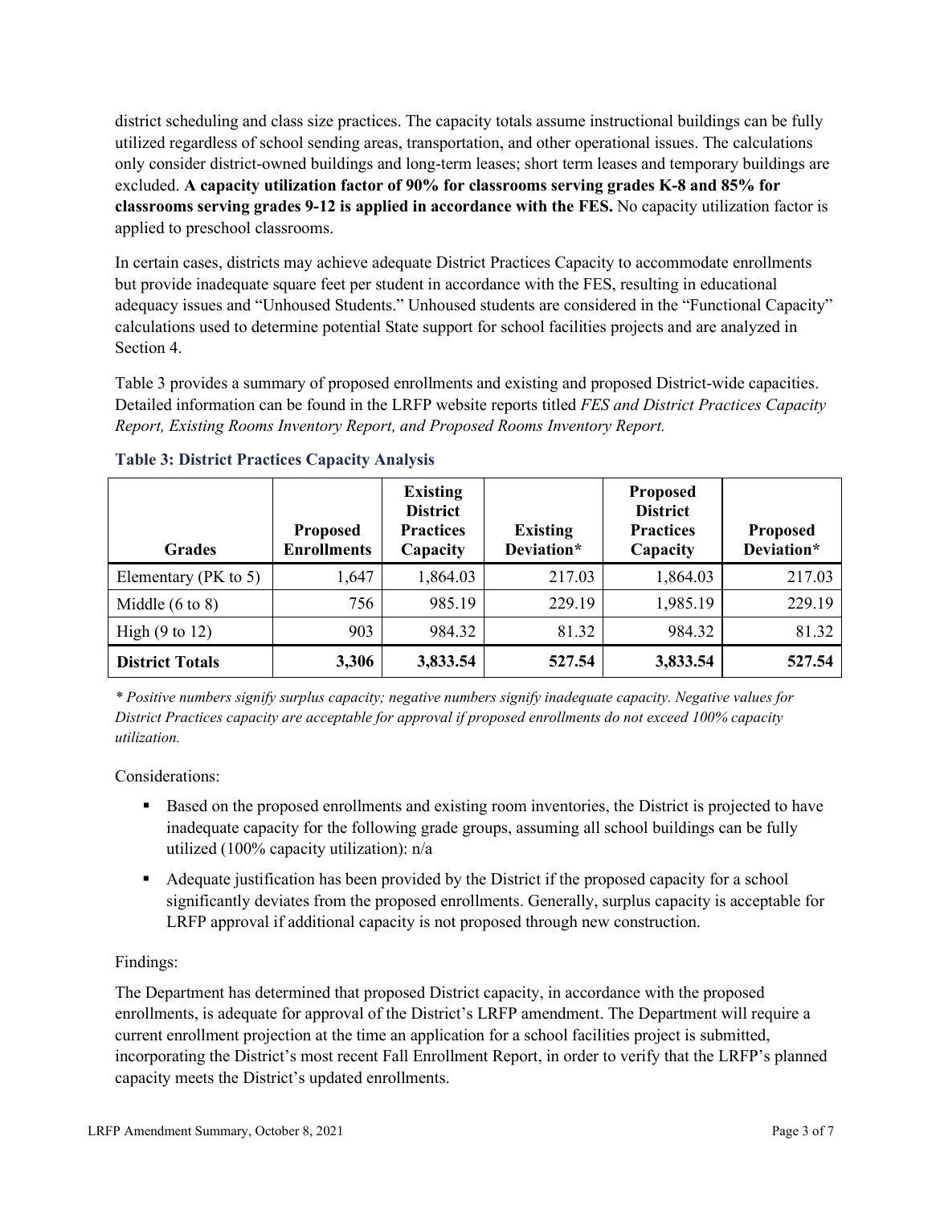district scheduling and class size practices. The capacity totals assume instructional buildings can be fully utilized regardless of school sending areas, transportation, and other operational issues. The calculations only consider district-owned buildings and long-term leases; short term leases and temporary buildings are excluded. **A capacity utilization factor of 90% for classrooms serving grades K-8 and 85% for classrooms serving grades 9-12 is applied in accordance with the FES.** No capacity utilization factor is applied to preschool classrooms.

In certain cases, districts may achieve adequate District Practices Capacity to accommodate enrollments but provide inadequate square feet per student in accordance with the FES, resulting in educational adequacy issues and "Unhoused Students." Unhoused students are considered in the "Functional Capacity" calculations used to determine potential State support for school facilities projects and are analyzed in Section 4.

Table 3 provides a summary of proposed enrollments and existing and proposed District-wide capacities. Detailed information can be found in the LRFP website reports titled *FES and District Practices Capacity Report, Existing Rooms Inventory Report, and Proposed Rooms Inventory Report.*

### Table 3: District Practices Capacity Analysis

| Grades | Proposed Enrollments | Existing District Practices Capacity | Existing Deviation* | Proposed District Practices Capacity | Proposed Deviation* |
|---|---|---|---|---|---|
| Elementary (PK to 5) | 1,647 | 1,864.03 | 217.03 | 1,864.03 | 217.03 |
| Middle (6 to 8) | 756 | 985.19 | 229.19 | 1,985.19 | 229.19 |
| High (9 to 12) | 903 | 984.32 | 81.32 | 984.32 | 81.32 |
| **District Totals** | **3,306** | **3,833.54** | **527.54** | **3,833.54** | **527.54** |

*\* Positive numbers signify surplus capacity; negative numbers signify inadequate capacity. Negative values for District Practices capacity are acceptable for approval if proposed enrollments do not exceed 100% capacity utilization.*

Considerations:

- Based on the proposed enrollments and existing room inventories, the District is projected to have inadequate capacity for the following grade groups, assuming all school buildings can be fully utilized (100% capacity utilization): n/a
- Adequate justification has been provided by the District if the proposed capacity for a school significantly deviates from the proposed enrollments. Generally, surplus capacity is acceptable for LRFP approval if additional capacity is not proposed through new construction.

Findings:

The Department has determined that proposed District capacity, in accordance with the proposed enrollments, is adequate for approval of the District's LRFP amendment. The Department will require a current enrollment projection at the time an application for a school facilities project is submitted, incorporating the District's most recent Fall Enrollment Report, in order to verify that the LRFP's planned capacity meets the District's updated enrollments.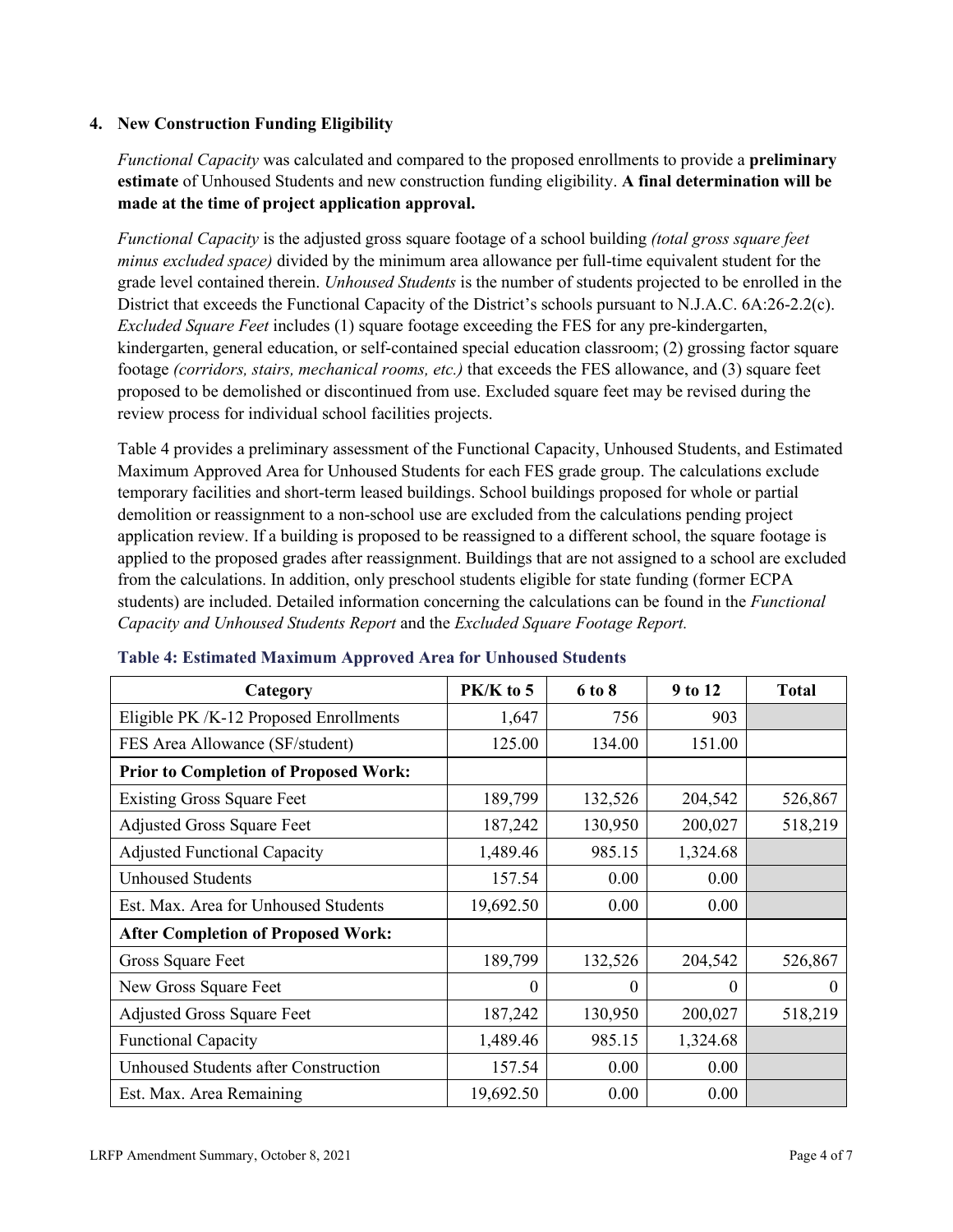## 4. New Construction Funding Eligibility

*Functional Capacity* was calculated and compared to the proposed enrollments to provide a **preliminary estimate** of Unhoused Students and new construction funding eligibility. **A final determination will be made at the time of project application approval.**

*Functional Capacity* is the adjusted gross square footage of a school building *(total gross square feet minus excluded space)* divided by the minimum area allowance per full-time equivalent student for the grade level contained therein. *Unhoused Students* is the number of students projected to be enrolled in the District that exceeds the Functional Capacity of the District's schools pursuant to N.J.A.C. 6A:26-2.2(c). *Excluded Square Feet* includes (1) square footage exceeding the FES for any pre-kindergarten, kindergarten, general education, or self-contained special education classroom; (2) grossing factor square footage *(corridors, stairs, mechanical rooms, etc.)* that exceeds the FES allowance, and (3) square feet proposed to be demolished or discontinued from use. Excluded square feet may be revised during the review process for individual school facilities projects.

Table 4 provides a preliminary assessment of the Functional Capacity, Unhoused Students, and Estimated Maximum Approved Area for Unhoused Students for each FES grade group. The calculations exclude temporary facilities and short-term leased buildings. School buildings proposed for whole or partial demolition or reassignment to a non-school use are excluded from the calculations pending project application review. If a building is proposed to be reassigned to a different school, the square footage is applied to the proposed grades after reassignment. Buildings that are not assigned to a school are excluded from the calculations. In addition, only preschool students eligible for state funding (former ECPA students) are included. Detailed information concerning the calculations can be found in the *Functional Capacity and Unhoused Students Report* and the *Excluded Square Footage Report.*

**Table 4: Estimated Maximum Approved Area for Unhoused Students**

| Category | PK/K to 5 | 6 to 8 | 9 to 12 | Total |
|---|---|---|---|---|
| Eligible PK /K-12 Proposed Enrollments | 1,647 | 756 | 903 | |
| FES Area Allowance (SF/student) | 125.00 | 134.00 | 151.00 | |
| **Prior to Completion of Proposed Work:** | | | | |
| Existing Gross Square Feet | 189,799 | 132,526 | 204,542 | 526,867 |
| Adjusted Gross Square Feet | 187,242 | 130,950 | 200,027 | 518,219 |
| Adjusted Functional Capacity | 1,489.46 | 985.15 | 1,324.68 | |
| Unhoused Students | 157.54 | 0.00 | 0.00 | |
| Est. Max. Area for Unhoused Students | 19,692.50 | 0.00 | 0.00 | |
| **After Completion of Proposed Work:** | | | | |
| Gross Square Feet | 189,799 | 132,526 | 204,542 | 526,867 |
| New Gross Square Feet | 0 | 0 | 0 | 0 |
| Adjusted Gross Square Feet | 187,242 | 130,950 | 200,027 | 518,219 |
| Functional Capacity | 1,489.46 | 985.15 | 1,324.68 | |
| Unhoused Students after Construction | 157.54 | 0.00 | 0.00 | |
| Est. Max. Area Remaining | 19,692.50 | 0.00 | 0.00 | |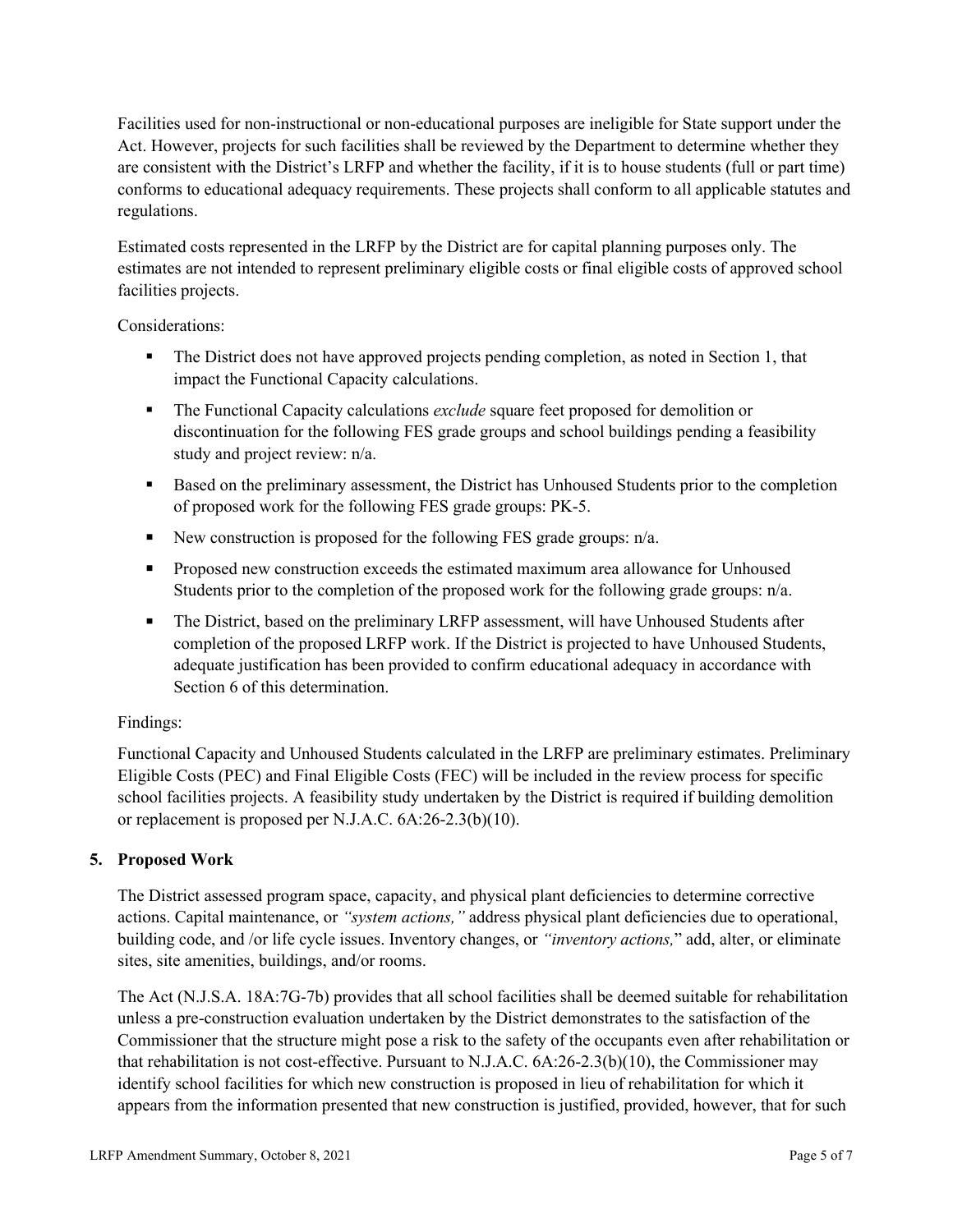Facilities used for non-instructional or non-educational purposes are ineligible for State support under the Act. However, projects for such facilities shall be reviewed by the Department to determine whether they are consistent with the District's LRFP and whether the facility, if it is to house students (full or part time) conforms to educational adequacy requirements. These projects shall conform to all applicable statutes and regulations.

Estimated costs represented in the LRFP by the District are for capital planning purposes only. The estimates are not intended to represent preliminary eligible costs or final eligible costs of approved school facilities projects.

Considerations:

- The District does not have approved projects pending completion, as noted in Section 1, that impact the Functional Capacity calculations.
- The Functional Capacity calculations *exclude* square feet proposed for demolition or discontinuation for the following FES grade groups and school buildings pending a feasibility study and project review: n/a.
- Based on the preliminary assessment, the District has Unhoused Students prior to the completion of proposed work for the following FES grade groups: PK-5.
- New construction is proposed for the following FES grade groups: n/a.
- Proposed new construction exceeds the estimated maximum area allowance for Unhoused Students prior to the completion of the proposed work for the following grade groups: n/a.
- The District, based on the preliminary LRFP assessment, will have Unhoused Students after completion of the proposed LRFP work. If the District is projected to have Unhoused Students, adequate justification has been provided to confirm educational adequacy in accordance with Section 6 of this determination.

Findings:

Functional Capacity and Unhoused Students calculated in the LRFP are preliminary estimates. Preliminary Eligible Costs (PEC) and Final Eligible Costs (FEC) will be included in the review process for specific school facilities projects. A feasibility study undertaken by the District is required if building demolition or replacement is proposed per N.J.A.C. 6A:26-2.3(b)(10).

## 5. Proposed Work

The District assessed program space, capacity, and physical plant deficiencies to determine corrective actions. Capital maintenance, or *"system actions,"* address physical plant deficiencies due to operational, building code, and /or life cycle issues. Inventory changes, or *"inventory actions,"* add, alter, or eliminate sites, site amenities, buildings, and/or rooms.

The Act (N.J.S.A. 18A:7G-7b) provides that all school facilities shall be deemed suitable for rehabilitation unless a pre-construction evaluation undertaken by the District demonstrates to the satisfaction of the Commissioner that the structure might pose a risk to the safety of the occupants even after rehabilitation or that rehabilitation is not cost-effective. Pursuant to N.J.A.C. 6A:26-2.3(b)(10), the Commissioner may identify school facilities for which new construction is proposed in lieu of rehabilitation for which it appears from the information presented that new construction is justified, provided, however, that for such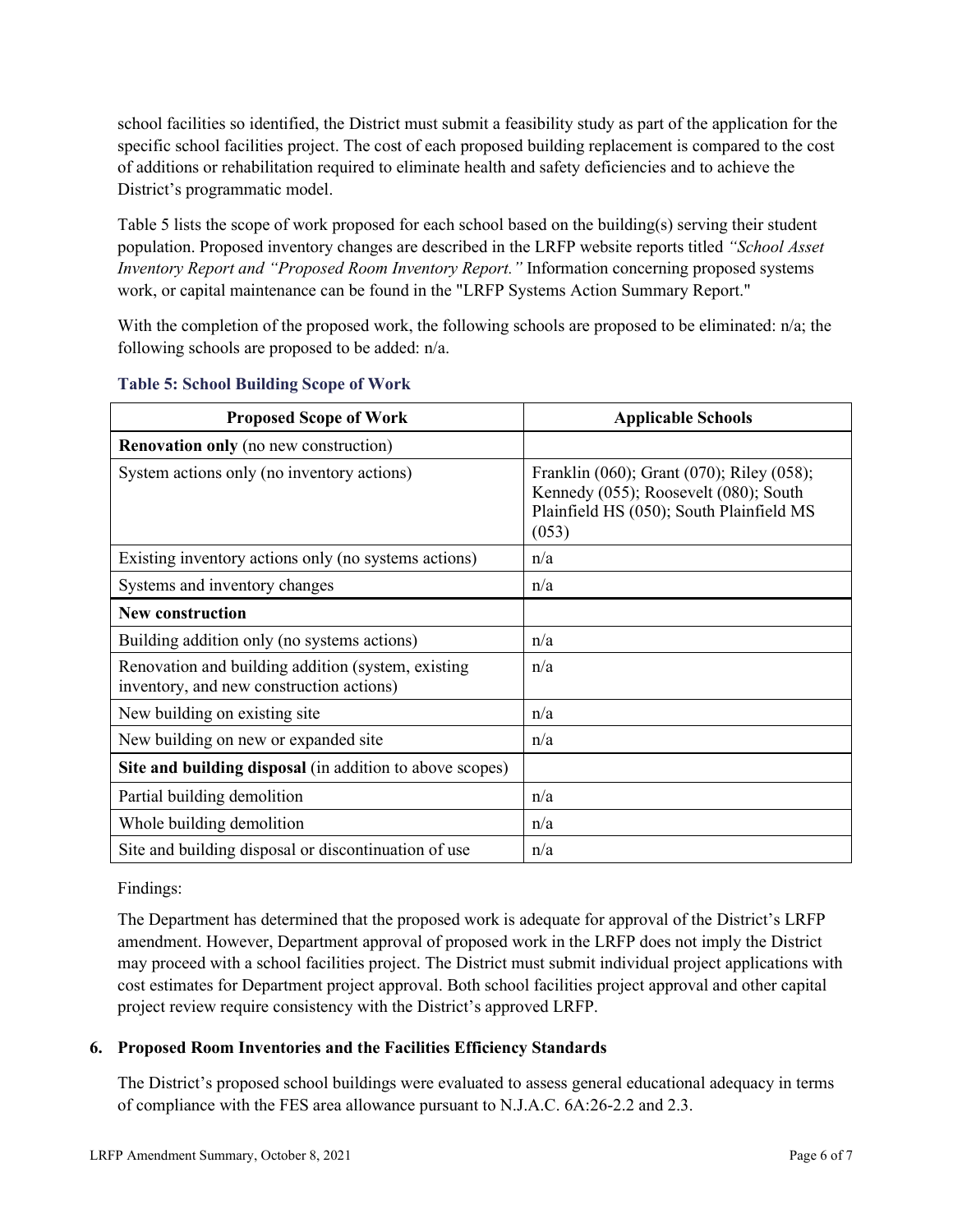school facilities so identified, the District must submit a feasibility study as part of the application for the specific school facilities project. The cost of each proposed building replacement is compared to the cost of additions or rehabilitation required to eliminate health and safety deficiencies and to achieve the District's programmatic model.

Table 5 lists the scope of work proposed for each school based on the building(s) serving their student population. Proposed inventory changes are described in the LRFP website reports titled *"School Asset Inventory Report and "Proposed Room Inventory Report."* Information concerning proposed systems work, or capital maintenance can be found in the "LRFP Systems Action Summary Report."

With the completion of the proposed work, the following schools are proposed to be eliminated: n/a; the following schools are proposed to be added: n/a.

**Table 5: School Building Scope of Work**

| Proposed Scope of Work | Applicable Schools |
|---|---|
| **Renovation only** (no new construction) | |
| System actions only (no inventory actions) | Franklin (060); Grant (070); Riley (058); Kennedy (055); Roosevelt (080); South Plainfield HS (050); South Plainfield MS (053) |
| Existing inventory actions only (no systems actions) | n/a |
| Systems and inventory changes | n/a |
| **New construction** | |
| Building addition only (no systems actions) | n/a |
| Renovation and building addition (system, existing inventory, and new construction actions) | n/a |
| New building on existing site | n/a |
| New building on new or expanded site | n/a |
| **Site and building disposal** (in addition to above scopes) | |
| Partial building demolition | n/a |
| Whole building demolition | n/a |
| Site and building disposal or discontinuation of use | n/a |

Findings:

The Department has determined that the proposed work is adequate for approval of the District's LRFP amendment. However, Department approval of proposed work in the LRFP does not imply the District may proceed with a school facilities project. The District must submit individual project applications with cost estimates for Department project approval. Both school facilities project approval and other capital project review require consistency with the District's approved LRFP.

## 6. Proposed Room Inventories and the Facilities Efficiency Standards

The District's proposed school buildings were evaluated to assess general educational adequacy in terms of compliance with the FES area allowance pursuant to N.J.A.C. 6A:26-2.2 and 2.3.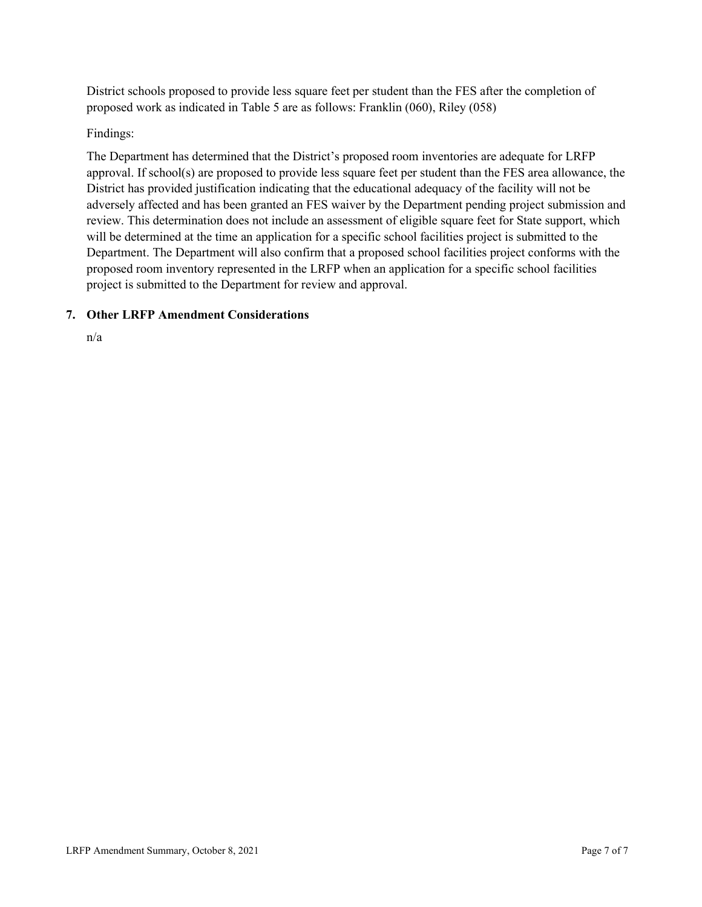District schools proposed to provide less square feet per student than the FES after the completion of proposed work as indicated in Table 5 are as follows: Franklin (060), Riley (058)

Findings:

The Department has determined that the District's proposed room inventories are adequate for LRFP approval. If school(s) are proposed to provide less square feet per student than the FES area allowance, the District has provided justification indicating that the educational adequacy of the facility will not be adversely affected and has been granted an FES waiver by the Department pending project submission and review. This determination does not include an assessment of eligible square feet for State support, which will be determined at the time an application for a specific school facilities project is submitted to the Department. The Department will also confirm that a proposed school facilities project conforms with the proposed room inventory represented in the LRFP when an application for a specific school facilities project is submitted to the Department for review and approval.

## 7. Other LRFP Amendment Considerations

n/a